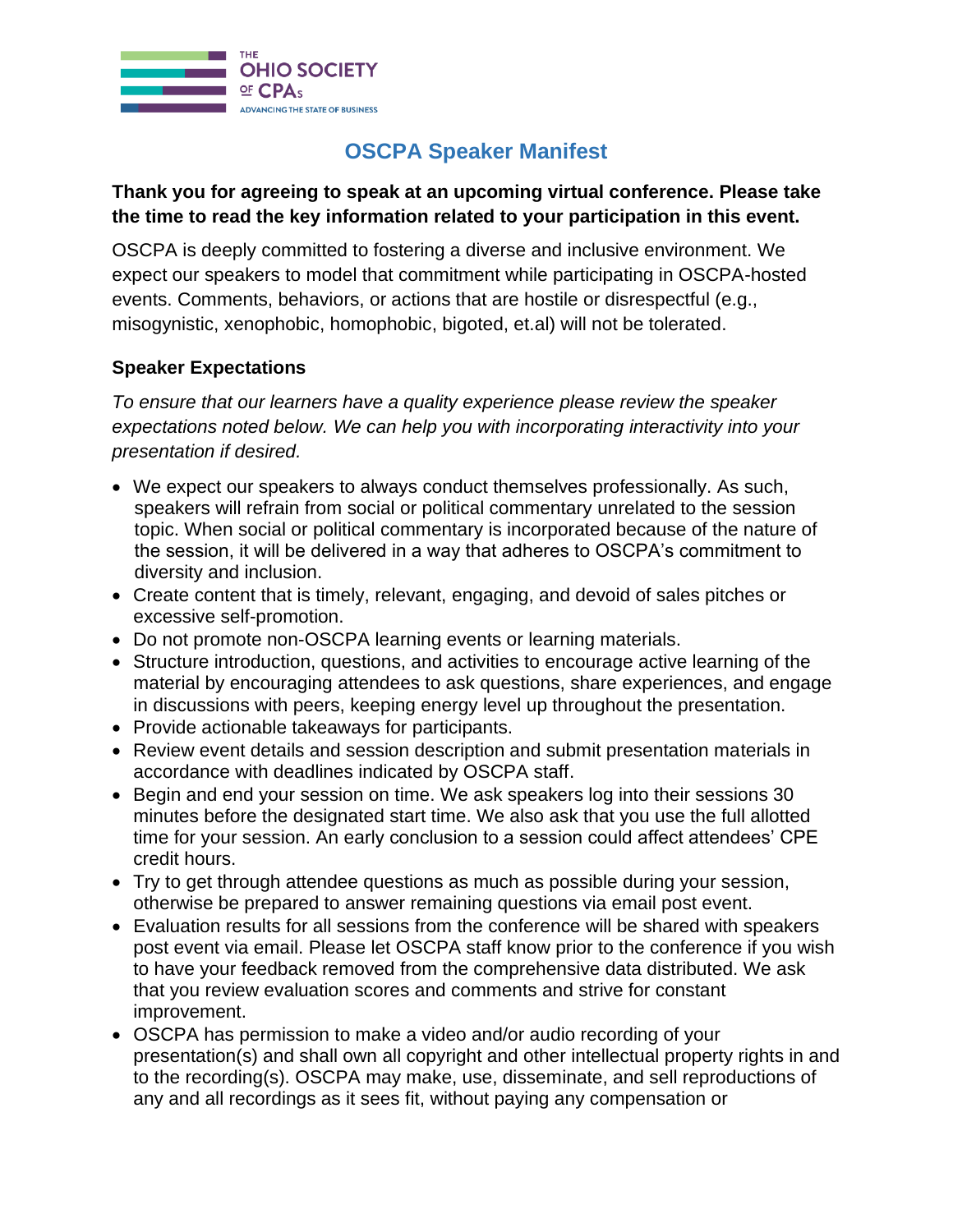THE OHIO SOCIETY OF CPAs
ADVANCING THE STATE OF BUSINESS

# OSCPA Speaker Manifest

**Thank you for agreeing to speak at an upcoming virtual conference. Please take the time to read the key information related to your participation in this event.**

OSCPA is deeply committed to fostering a diverse and inclusive environment. We expect our speakers to model that commitment while participating in OSCPA-hosted events. Comments, behaviors, or actions that are hostile or disrespectful (e.g., misogynistic, xenophobic, homophobic, bigoted, et.al) will not be tolerated.

## Speaker Expectations

*To ensure that our learners have a quality experience please review the speaker expectations noted below. We can help you with incorporating interactivity into your presentation if desired.*

- We expect our speakers to always conduct themselves professionally. As such, speakers will refrain from social or political commentary unrelated to the session topic. When social or political commentary is incorporated because of the nature of the session, it will be delivered in a way that adheres to OSCPA's commitment to diversity and inclusion.
- Create content that is timely, relevant, engaging, and devoid of sales pitches or excessive self-promotion.
- Do not promote non-OSCPA learning events or learning materials.
- Structure introduction, questions, and activities to encourage active learning of the material by encouraging attendees to ask questions, share experiences, and engage in discussions with peers, keeping energy level up throughout the presentation.
- Provide actionable takeaways for participants.
- Review event details and session description and submit presentation materials in accordance with deadlines indicated by OSCPA staff.
- Begin and end your session on time. We ask speakers log into their sessions 30 minutes before the designated start time. We also ask that you use the full allotted time for your session. An early conclusion to a session could affect attendees' CPE credit hours.
- Try to get through attendee questions as much as possible during your session, otherwise be prepared to answer remaining questions via email post event.
- Evaluation results for all sessions from the conference will be shared with speakers post event via email. Please let OSCPA staff know prior to the conference if you wish to have your feedback removed from the comprehensive data distributed. We ask that you review evaluation scores and comments and strive for constant improvement.
- OSCPA has permission to make a video and/or audio recording of your presentation(s) and shall own all copyright and other intellectual property rights in and to the recording(s). OSCPA may make, use, disseminate, and sell reproductions of any and all recordings as it sees fit, without paying any compensation or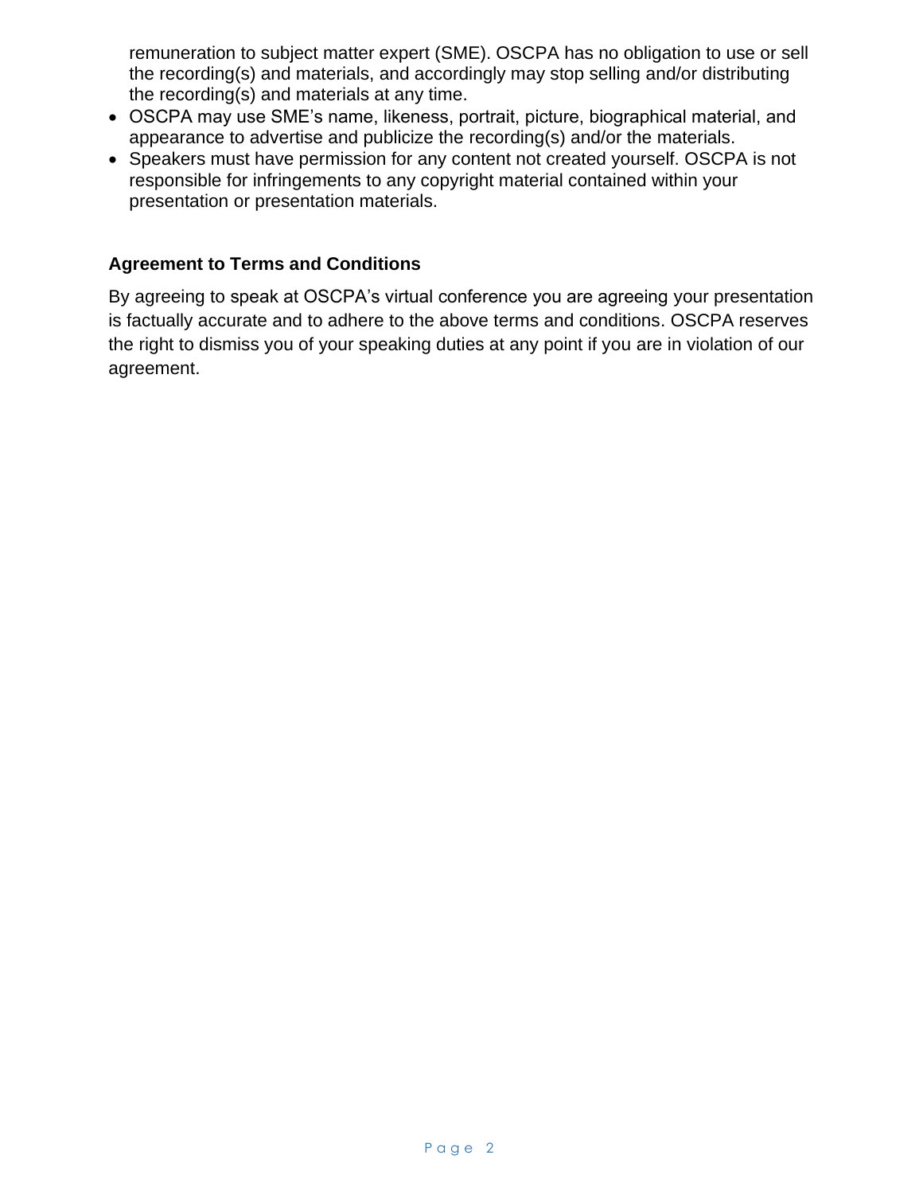remuneration to subject matter expert (SME). OSCPA has no obligation to use or sell the recording(s) and materials, and accordingly may stop selling and/or distributing the recording(s) and materials at any time.

- OSCPA may use SME's name, likeness, portrait, picture, biographical material, and appearance to advertise and publicize the recording(s) and/or the materials.
- Speakers must have permission for any content not created yourself. OSCPA is not responsible for infringements to any copyright material contained within your presentation or presentation materials.

### Agreement to Terms and Conditions

By agreeing to speak at OSCPA's virtual conference you are agreeing your presentation is factually accurate and to adhere to the above terms and conditions. OSCPA reserves the right to dismiss you of your speaking duties at any point if you are in violation of our agreement.